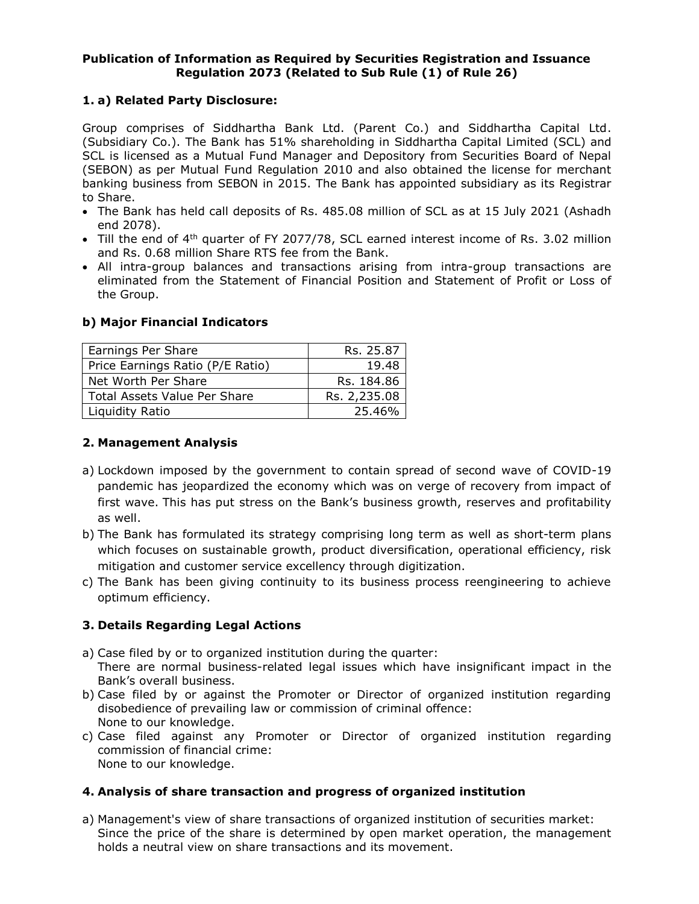**Publication of Information as Required by Securities Registration and Issuance Regulation 2073 (Related to Sub Rule (1) of Rule 26)**

## 1. a) Related Party Disclosure:

Group comprises of Siddhartha Bank Ltd. (Parent Co.) and Siddhartha Capital Ltd. (Subsidiary Co.). The Bank has 51% shareholding in Siddhartha Capital Limited (SCL) and SCL is licensed as a Mutual Fund Manager and Depository from Securities Board of Nepal (SEBON) as per Mutual Fund Regulation 2010 and also obtained the license for merchant banking business from SEBON in 2015. The Bank has appointed subsidiary as its Registrar to Share.

- The Bank has held call deposits of Rs. 485.08 million of SCL as at 15 July 2021 (Ashadh end 2078).
- Till the end of 4th quarter of FY 2077/78, SCL earned interest income of Rs. 3.02 million and Rs. 0.68 million Share RTS fee from the Bank.
- All intra-group balances and transactions arising from intra-group transactions are eliminated from the Statement of Financial Position and Statement of Profit or Loss of the Group.

### b) Major Financial Indicators

| | |
|---|---|
| Earnings Per Share | Rs. 25.87 |
| Price Earnings Ratio (P/E Ratio) | 19.48 |
| Net Worth Per Share | Rs. 184.86 |
| Total Assets Value Per Share | Rs. 2,235.08 |
| Liquidity Ratio | 25.46% |

## 2. Management Analysis

a) Lockdown imposed by the government to contain spread of second wave of COVID-19 pandemic has jeopardized the economy which was on verge of recovery from impact of first wave. This has put stress on the Bank's business growth, reserves and profitability as well.

b) The Bank has formulated its strategy comprising long term as well as short-term plans which focuses on sustainable growth, product diversification, operational efficiency, risk mitigation and customer service excellency through digitization.

c) The Bank has been giving continuity to its business process reengineering to achieve optimum efficiency.

## 3. Details Regarding Legal Actions

a) Case filed by or to organized institution during the quarter:
There are normal business-related legal issues which have insignificant impact in the Bank's overall business.

b) Case filed by or against the Promoter or Director of organized institution regarding disobedience of prevailing law or commission of criminal offence:
None to our knowledge.

c) Case filed against any Promoter or Director of organized institution regarding commission of financial crime:
None to our knowledge.

## 4. Analysis of share transaction and progress of organized institution

a) Management's view of share transactions of organized institution of securities market:
Since the price of the share is determined by open market operation, the management holds a neutral view on share transactions and its movement.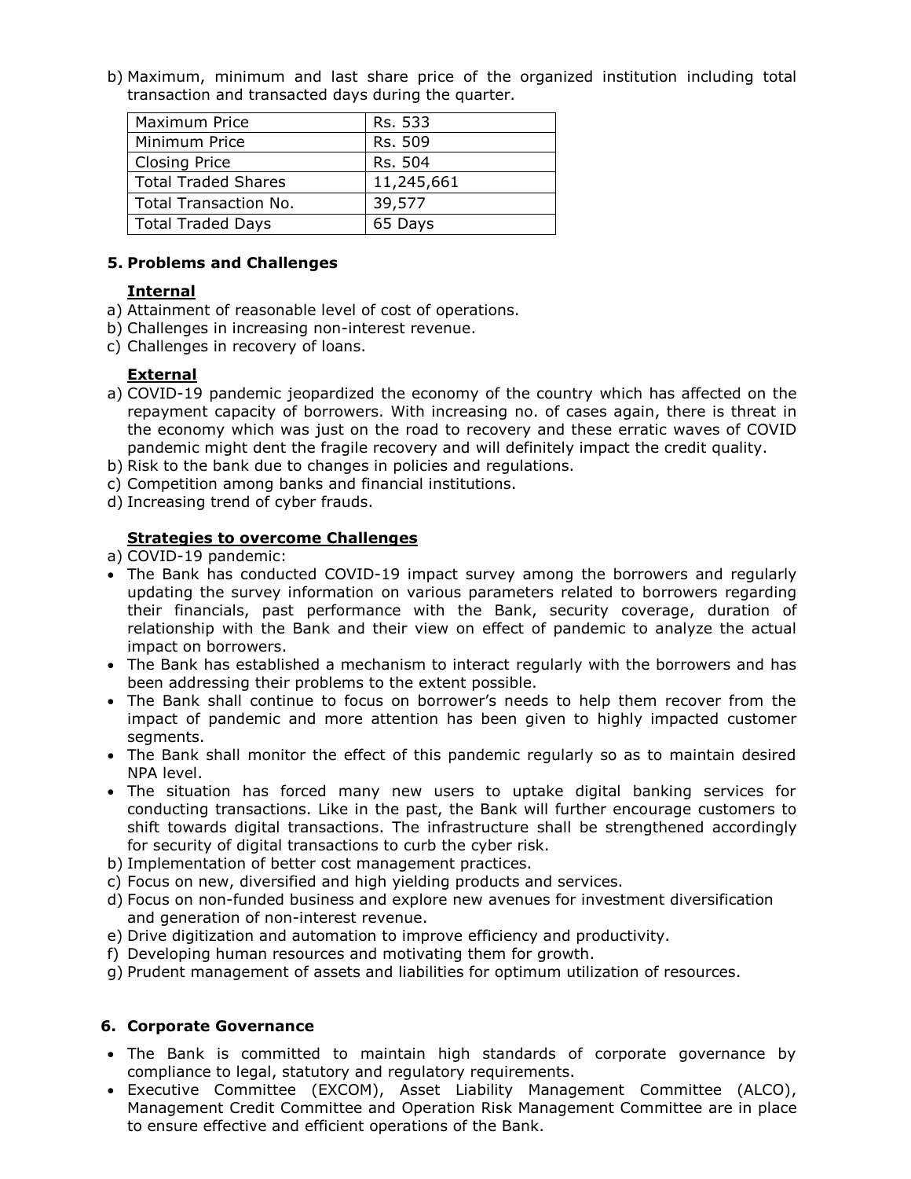b) Maximum, minimum and last share price of the organized institution including total transaction and transacted days during the quarter.

| Maximum Price | Rs. 533 |
|---|---|
| Minimum Price | Rs. 509 |
| Closing Price | Rs. 504 |
| Total Traded Shares | 11,245,661 |
| Total Transaction No. | 39,577 |
| Total Traded Days | 65 Days |

## 5. Problems and Challenges

**Internal**

a) Attainment of reasonable level of cost of operations.
b) Challenges in increasing non-interest revenue.
c) Challenges in recovery of loans.

**External**

a) COVID-19 pandemic jeopardized the economy of the country which has affected on the repayment capacity of borrowers. With increasing no. of cases again, there is threat in the economy which was just on the road to recovery and these erratic waves of COVID pandemic might dent the fragile recovery and will definitely impact the credit quality.
b) Risk to the bank due to changes in policies and regulations.
c) Competition among banks and financial institutions.
d) Increasing trend of cyber frauds.

**Strategies to overcome Challenges**

a) COVID-19 pandemic:

- The Bank has conducted COVID-19 impact survey among the borrowers and regularly updating the survey information on various parameters related to borrowers regarding their financials, past performance with the Bank, security coverage, duration of relationship with the Bank and their view on effect of pandemic to analyze the actual impact on borrowers.
- The Bank has established a mechanism to interact regularly with the borrowers and has been addressing their problems to the extent possible.
- The Bank shall continue to focus on borrower's needs to help them recover from the impact of pandemic and more attention has been given to highly impacted customer segments.
- The Bank shall monitor the effect of this pandemic regularly so as to maintain desired NPA level.
- The situation has forced many new users to uptake digital banking services for conducting transactions. Like in the past, the Bank will further encourage customers to shift towards digital transactions. The infrastructure shall be strengthened accordingly for security of digital transactions to curb the cyber risk.

b) Implementation of better cost management practices.
c) Focus on new, diversified and high yielding products and services.
d) Focus on non-funded business and explore new avenues for investment diversification and generation of non-interest revenue.
e) Drive digitization and automation to improve efficiency and productivity.
f) Developing human resources and motivating them for growth.
g) Prudent management of assets and liabilities for optimum utilization of resources.

## 6. Corporate Governance

- The Bank is committed to maintain high standards of corporate governance by compliance to legal, statutory and regulatory requirements.
- Executive Committee (EXCOM), Asset Liability Management Committee (ALCO), Management Credit Committee and Operation Risk Management Committee are in place to ensure effective and efficient operations of the Bank.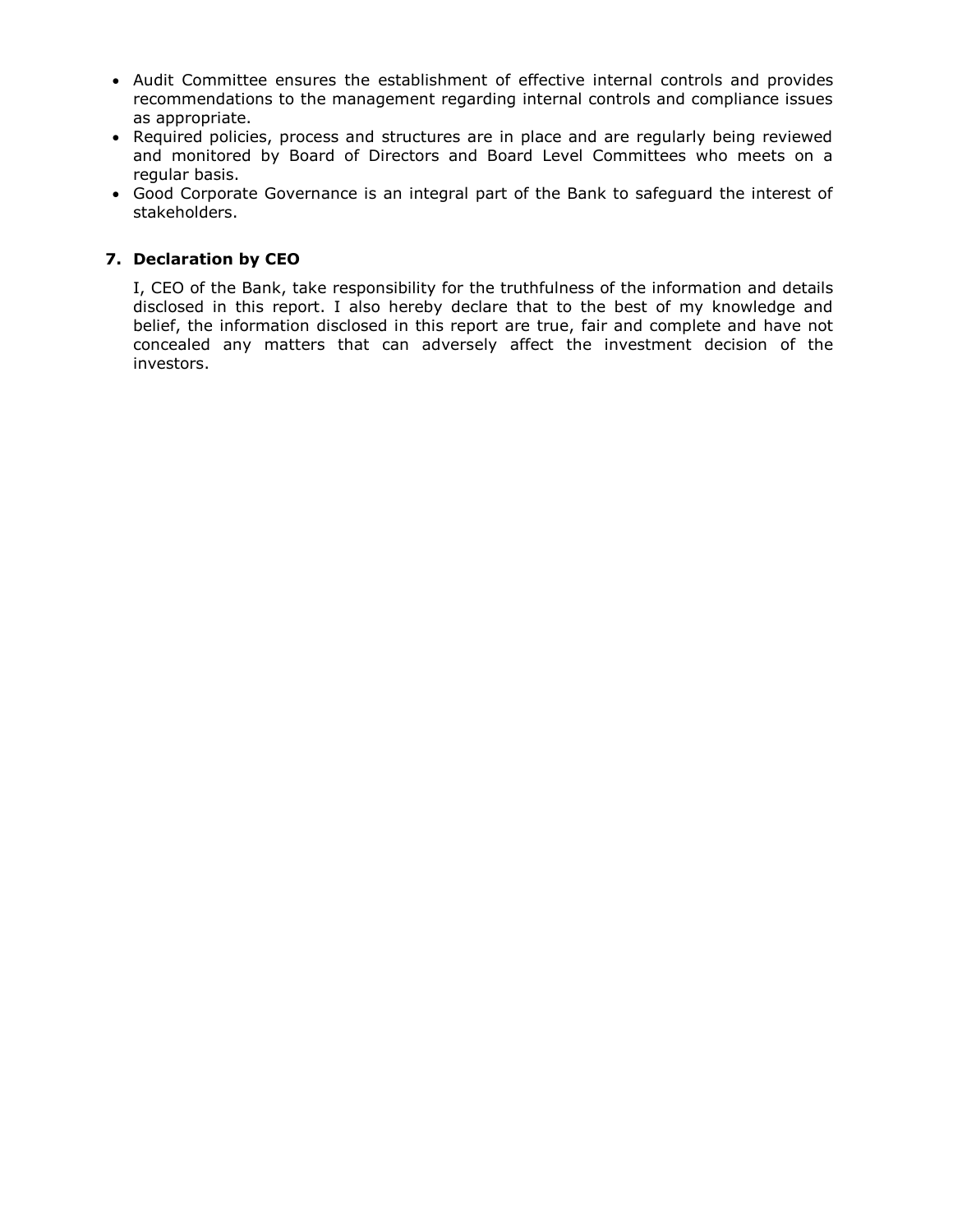- Audit Committee ensures the establishment of effective internal controls and provides recommendations to the management regarding internal controls and compliance issues as appropriate.
- Required policies, process and structures are in place and are regularly being reviewed and monitored by Board of Directors and Board Level Committees who meets on a regular basis.
- Good Corporate Governance is an integral part of the Bank to safeguard the interest of stakeholders.

**7. Declaration by CEO**

I, CEO of the Bank, take responsibility for the truthfulness of the information and details disclosed in this report. I also hereby declare that to the best of my knowledge and belief, the information disclosed in this report are true, fair and complete and have not concealed any matters that can adversely affect the investment decision of the investors.